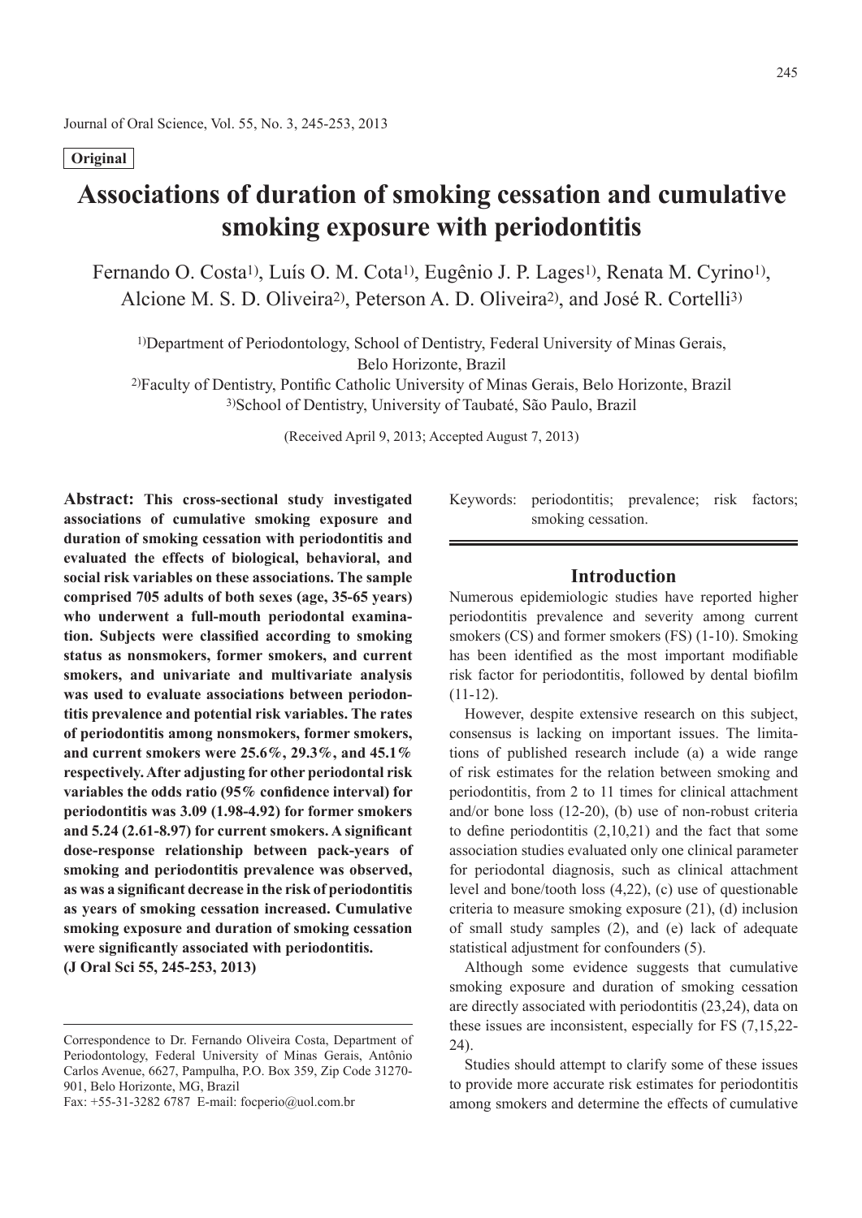Original

# Associations of duration of smoking cessation and cumulative smoking exposure with periodontitis

Fernando O. Costa[1], Luís O. M. Cota[1], Eugênio J. P. Lages[1], Renata M. Cyrino[1], Alcione M. S. D. Oliveira[2], Peterson A. D. Oliveira[2], and José R. Cortelli[3]

[1]Department of Periodontology, School of Dentistry, Federal University of Minas Gerais, Belo Horizonte, Brazil
[2]Faculty of Dentistry, Pontific Catholic University of Minas Gerais, Belo Horizonte, Brazil
[3]School of Dentistry, University of Taubaté, São Paulo, Brazil

(Received April 9, 2013; Accepted August 7, 2013)

**Abstract: This cross-sectional study investigated associations of cumulative smoking exposure and duration of smoking cessation with periodontitis and evaluated the effects of biological, behavioral, and social risk variables on these associations. The sample comprised 705 adults of both sexes (age, 35-65 years) who underwent a full-mouth periodontal examination. Subjects were classified according to smoking status as nonsmokers, former smokers, and current smokers, and univariate and multivariate analysis was used to evaluate associations between periodontitis prevalence and potential risk variables. The rates of periodontitis among nonsmokers, former smokers, and current smokers were 25.6%, 29.3%, and 45.1% respectively. After adjusting for other periodontal risk variables the odds ratio (95% confidence interval) for periodontitis was 3.09 (1.98-4.92) for former smokers and 5.24 (2.61-8.97) for current smokers. A significant dose-response relationship between pack-years of smoking and periodontitis prevalence was observed, as was a significant decrease in the risk of periodontitis as years of smoking cessation increased. Cumulative smoking exposure and duration of smoking cessation were significantly associated with periodontitis.**
**(J Oral Sci 55, 245-253, 2013)**

Keywords: periodontitis; prevalence; risk factors; smoking cessation.

Correspondence to Dr. Fernando Oliveira Costa, Department of Periodontology, Federal University of Minas Gerais, Antônio Carlos Avenue, 6627, Pampulha, P.O. Box 359, Zip Code 31270-901, Belo Horizonte, MG, Brazil
Fax: +55-31-3282 6787 E-mail: focperio@uol.com.br

## Introduction

Numerous epidemiologic studies have reported higher periodontitis prevalence and severity among current smokers (CS) and former smokers (FS) (1-10). Smoking has been identified as the most important modifiable risk factor for periodontitis, followed by dental biofilm (11-12).

However, despite extensive research on this subject, consensus is lacking on important issues. The limitations of published research include (a) a wide range of risk estimates for the relation between smoking and periodontitis, from 2 to 11 times for clinical attachment and/or bone loss (12-20), (b) use of non-robust criteria to define periodontitis (2,10,21) and the fact that some association studies evaluated only one clinical parameter for periodontal diagnosis, such as clinical attachment level and bone/tooth loss (4,22), (c) use of questionable criteria to measure smoking exposure (21), (d) inclusion of small study samples (2), and (e) lack of adequate statistical adjustment for confounders (5).

Although some evidence suggests that cumulative smoking exposure and duration of smoking cessation are directly associated with periodontitis (23,24), data on these issues are inconsistent, especially for FS (7,15,22-24).

Studies should attempt to clarify some of these issues to provide more accurate risk estimates for periodontitis among smokers and determine the effects of cumulative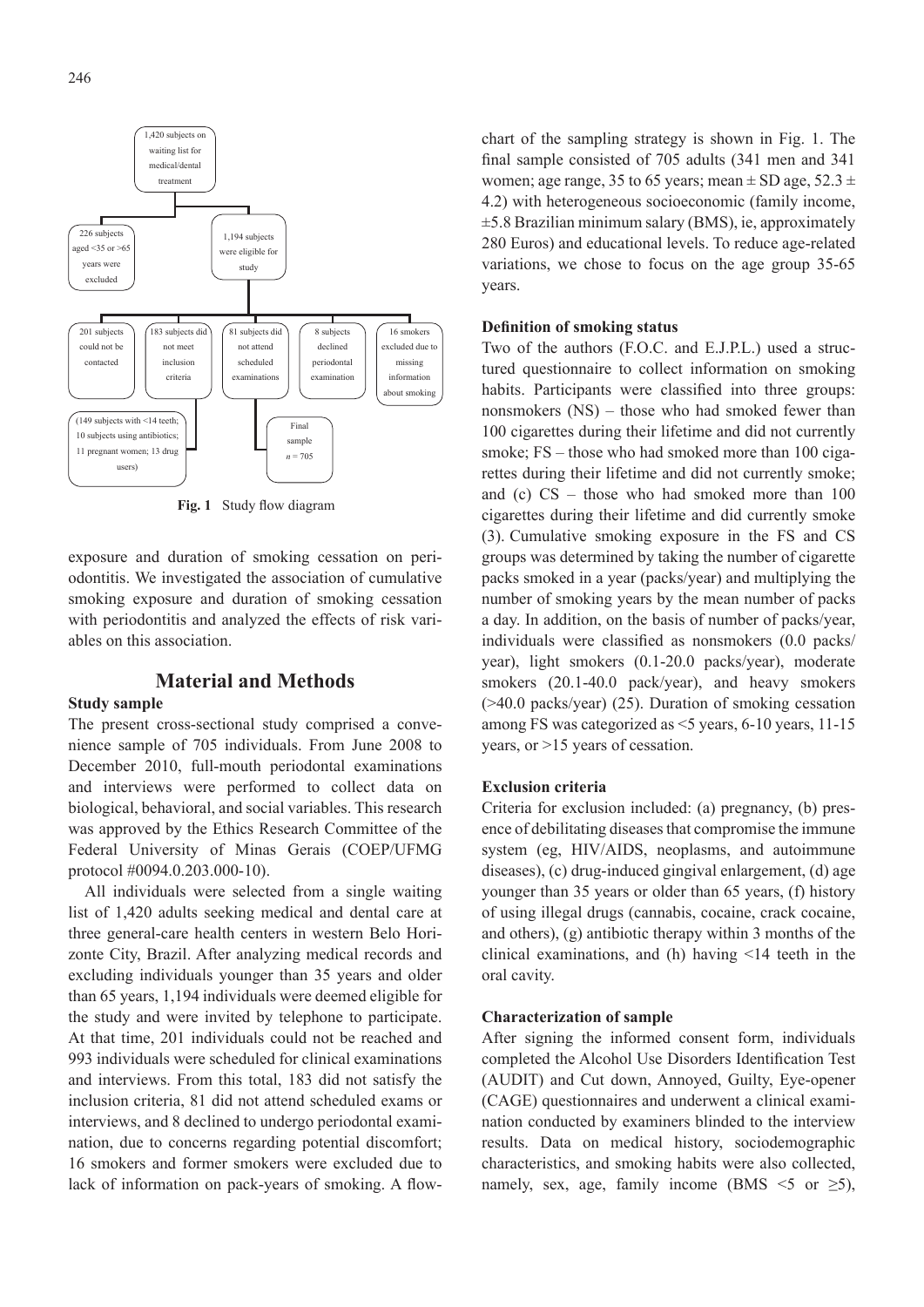- 1,420 subjects on waiting list for medical/dental treatment
  - 226 subjects aged <35 or >65 years were excluded
  - 1,194 subjects were eligible for study
    - 201 subjects could not be contacted
    - 183 subjects did not meet inclusion criteria (149 subjects with <14 teeth; 10 subjects using antibiotics; 11 pregnant women; 13 drug users)
    - 81 subjects did not attend scheduled examinations
    - 8 subjects declined periodontal examination
    - 16 smokers excluded due to missing information about smoking
    - Final sample $n$ = 705

**Fig. 1** Study flow diagram

exposure and duration of smoking cessation on periodontitis. We investigated the association of cumulative smoking exposure and duration of smoking cessation with periodontitis and analyzed the effects of risk variables on this association.

## Material and Methods

### Study sample

The present cross-sectional study comprised a convenience sample of 705 individuals. From June 2008 to December 2010, full-mouth periodontal examinations and interviews were performed to collect data on biological, behavioral, and social variables. This research was approved by the Ethics Research Committee of the Federal University of Minas Gerais (COEP/UFMG protocol #0094.0.203.000-10).

All individuals were selected from a single waiting list of 1,420 adults seeking medical and dental care at three general-care health centers in western Belo Horizonte City, Brazil. After analyzing medical records and excluding individuals younger than 35 years and older than 65 years, 1,194 individuals were deemed eligible for the study and were invited by telephone to participate. At that time, 201 individuals could not be reached and 993 individuals were scheduled for clinical examinations and interviews. From this total, 183 did not satisfy the inclusion criteria, 81 did not attend scheduled exams or interviews, and 8 declined to undergo periodontal examination, due to concerns regarding potential discomfort; 16 smokers and former smokers were excluded due to lack of information on pack-years of smoking. A flowchart of the sampling strategy is shown in Fig. 1. The final sample consisted of 705 adults (341 men and 341 women; age range, 35 to 65 years; mean ± SD age, 52.3 ± 4.2) with heterogeneous socioeconomic (family income, ±5.8 Brazilian minimum salary (BMS), ie, approximately 280 Euros) and educational levels. To reduce age-related variations, we chose to focus on the age group 35-65 years.

### Definition of smoking status

Two of the authors (F.O.C. and E.J.P.L.) used a structured questionnaire to collect information on smoking habits. Participants were classified into three groups: nonsmokers (NS) – those who had smoked fewer than 100 cigarettes during their lifetime and did not currently smoke; FS – those who had smoked more than 100 cigarettes during their lifetime and did not currently smoke; and (c) CS – those who had smoked more than 100 cigarettes during their lifetime and did currently smoke (3). Cumulative smoking exposure in the FS and CS groups was determined by taking the number of cigarette packs smoked in a year (packs/year) and multiplying the number of smoking years by the mean number of packs a day. In addition, on the basis of number of packs/year, individuals were classified as nonsmokers (0.0 packs/year), light smokers (0.1-20.0 packs/year), moderate smokers (20.1-40.0 pack/year), and heavy smokers (>40.0 packs/year) (25). Duration of smoking cessation among FS was categorized as <5 years, 6-10 years, 11-15 years, or >15 years of cessation.

### Exclusion criteria

Criteria for exclusion included: (a) pregnancy, (b) presence of debilitating diseases that compromise the immune system (eg, HIV/AIDS, neoplasms, and autoimmune diseases), (c) drug-induced gingival enlargement, (d) age younger than 35 years or older than 65 years, (f) history of using illegal drugs (cannabis, cocaine, crack cocaine, and others), (g) antibiotic therapy within 3 months of the clinical examinations, and (h) having <14 teeth in the oral cavity.

### Characterization of sample

After signing the informed consent form, individuals completed the Alcohol Use Disorders Identification Test (AUDIT) and Cut down, Annoyed, Guilty, Eye-opener (CAGE) questionnaires and underwent a clinical examination conducted by examiners blinded to the interview results. Data on medical history, sociodemographic characteristics, and smoking habits were also collected, namely, sex, age, family income (BMS <5 or ≥5),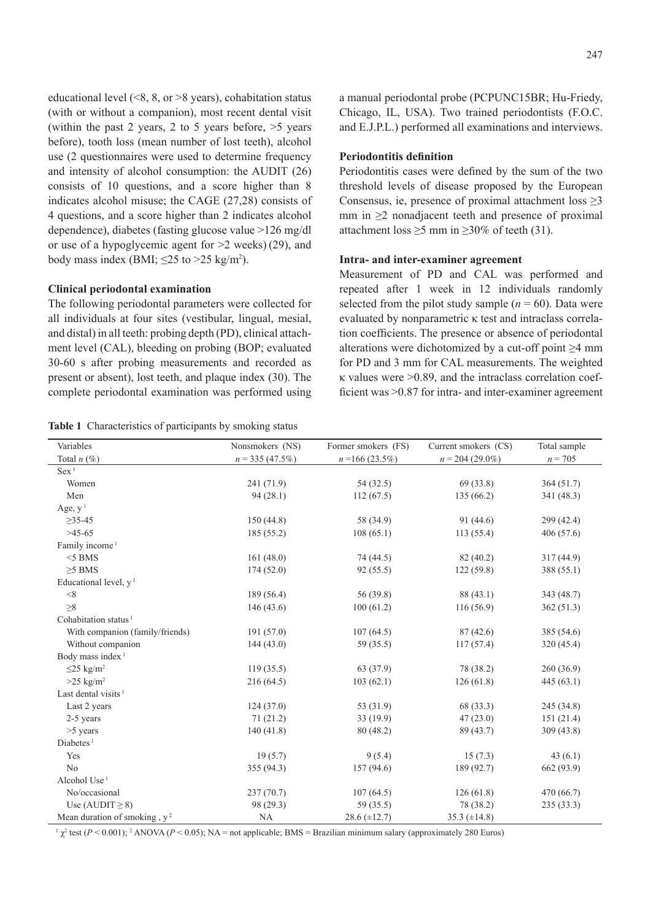educational level (<8, 8, or >8 years), cohabitation status (with or without a companion), most recent dental visit (within the past 2 years, 2 to 5 years before, >5 years before), tooth loss (mean number of lost teeth), alcohol use (2 questionnaires were used to determine frequency and intensity of alcohol consumption: the AUDIT (26) consists of 10 questions, and a score higher than 8 indicates alcohol misuse; the CAGE (27,28) consists of 4 questions, and a score higher than 2 indicates alcohol dependence), diabetes (fasting glucose value >126 mg/dl or use of a hypoglycemic agent for >2 weeks) (29), and body mass index (BMI; ≤25 to >25 kg/m²).

### Clinical periodontal examination

The following periodontal parameters were collected for all individuals at four sites (vestibular, lingual, mesial, and distal) in all teeth: probing depth (PD), clinical attachment level (CAL), bleeding on probing (BOP; evaluated 30-60 s after probing measurements and recorded as present or absent), lost teeth, and plaque index (30). The complete periodontal examination was performed using a manual periodontal probe (PCPUNC15BR; Hu-Friedy, Chicago, IL, USA). Two trained periodontists (F.O.C. and E.J.P.L.) performed all examinations and interviews.

### Periodontitis definition

Periodontitis cases were defined by the sum of the two threshold levels of disease proposed by the European Consensus, ie, presence of proximal attachment loss ≥3 mm in ≥2 nonadjacent teeth and presence of proximal attachment loss ≥5 mm in ≥30% of teeth (31).

### Intra- and inter-examiner agreement

Measurement of PD and CAL was performed and repeated after 1 week in 12 individuals randomly selected from the pilot study sample ($n = 60$). Data were evaluated by nonparametric κ test and intraclass correlation coefficients. The presence or absence of periodontal alterations were dichotomized by a cut-off point ≥4 mm for PD and 3 mm for CAL measurements. The weighted κ values were >0.89, and the intraclass correlation coefficient was >0.87 for intra- and inter-examiner agreement

**Table 1** Characteristics of participants by smoking status

| Variables | Nonsmokers (NS) | Former smokers (FS) | Current smokers (CS) | Total sample |
|---|---|---|---|---|
| Total $n$ (%) | $n$ = 335 (47.5%) | $n$ =166 (23.5%) | $n$ = 204 (29.0%) | $n$ = 705 |
| Sex [1] | | | | |
| Women | 241 (71.9) | 54 (32.5) | 69 (33.8) | 364 (51.7) |
| Men | 94 (28.1) | 112 (67.5) | 135 (66.2) | 341 (48.3) |
| Age, y [1] | | | | |
| ≥35-45 | 150 (44.8) | 58 (34.9) | 91 (44.6) | 299 (42.4) |
| >45-65 | 185 (55.2) | 108 (65.1) | 113 (55.4) | 406 (57.6) |
| Family income [1] | | | | |
| <5 BMS | 161 (48.0) | 74 (44.5) | 82 (40.2) | 317 (44.9) |
| ≥5 BMS | 174 (52.0) | 92 (55.5) | 122 (59.8) | 388 (55.1) |
| Educational level, y [1] | | | | |
| <8 | 189 (56.4) | 56 (39.8) | 88 (43.1) | 343 (48.7) |
| ≥8 | 146 (43.6) | 100 (61.2) | 116 (56.9) | 362 (51.3) |
| Cohabitation status [1] | | | | |
| With companion (family/friends) | 191 (57.0) | 107 (64.5) | 87 (42.6) | 385 (54.6) |
| Without companion | 144 (43.0) | 59 (35.5) | 117 (57.4) | 320 (45.4) |
| Body mass index [1] | | | | |
| ≤25 kg/m² | 119 (35.5) | 63 (37.9) | 78 (38.2) | 260 (36.9) |
| >25 kg/m² | 216 (64.5) | 103 (62.1) | 126 (61.8) | 445 (63.1) |
| Last dental visits [1] | | | | |
| Last 2 years | 124 (37.0) | 53 (31.9) | 68 (33.3) | 245 (34.8) |
| 2-5 years | 71 (21.2) | 33 (19.9) | 47 (23.0) | 151 (21.4) |
| >5 years | 140 (41.8) | 80 (48.2) | 89 (43.7) | 309 (43.8) |
| Diabetes [1] | | | | |
| Yes | 19 (5.7) | 9 (5.4) | 15 (7.3) | 43 (6.1) |
| No | 355 (94.3) | 157 (94.6) | 189 (92.7) | 662 (93.9) |
| Alcohol Use [1] | | | | |
| No/occasional | 237 (70.7) | 107 (64.5) | 126 (61.8) | 470 (66.7) |
| Use (AUDIT ≥ 8) | 98 (29.3) | 59 (35.5) | 78 (38.2) | 235 (33.3) |
| Mean duration of smoking , y [2] | NA | 28.6 (±12.7) | 35.3 (±14.8) | |

[1] $\chi^2$ test ($P < 0.001$); [2] ANOVA ($P < 0.05$); NA = not applicable; BMS = Brazilian minimum salary (approximately 280 Euros)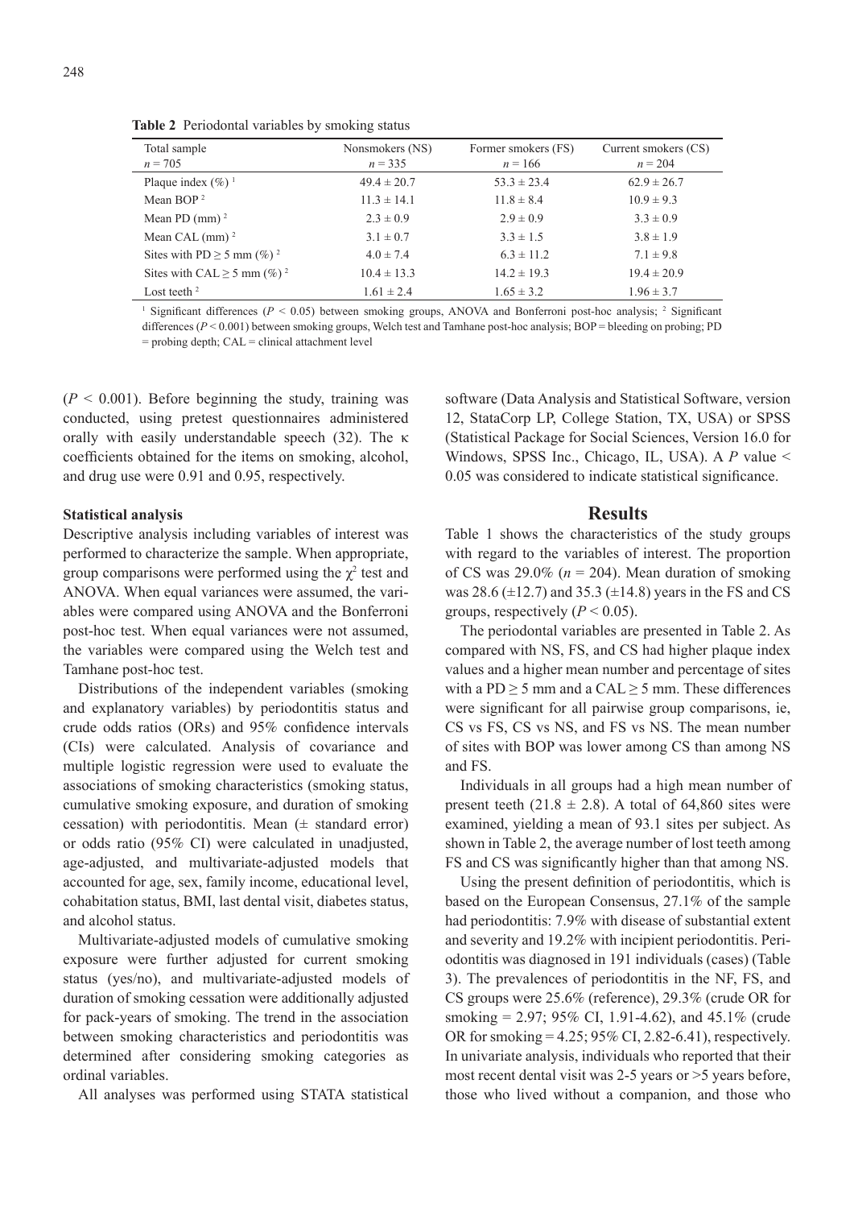**Table 2** Periodontal variables by smoking status

| Total sample<br>$n = 705$ | Nonsmokers (NS)<br>$n = 335$ | Former smokers (FS)<br>$n = 166$ | Current smokers (CS)<br>$n = 204$ |
|---|---|---|---|
| Plaque index (%) [1] | 49.4 ± 20.7 | 53.3 ± 23.4 | 62.9 ± 26.7 |
| Mean BOP [2] | 11.3 ± 14.1 | 11.8 ± 8.4 | 10.9 ± 9.3 |
| Mean PD (mm) [2] | 2.3 ± 0.9 | 2.9 ± 0.9 | 3.3 ± 0.9 |
| Mean CAL (mm) [2] | 3.1 ± 0.7 | 3.3 ± 1.5 | 3.8 ± 1.9 |
| Sites with PD ≥ 5 mm (%) [2] | 4.0 ± 7.4 | 6.3 ± 11.2 | 7.1 ± 9.8 |
| Sites with CAL ≥ 5 mm (%) [2] | 10.4 ± 13.3 | 14.2 ± 19.3 | 19.4 ± 20.9 |
| Lost teeth [2] | 1.61 ± 2.4 | 1.65 ± 3.2 | 1.96 ± 3.7 |

[1] Significant differences ($P < 0.05$) between smoking groups, ANOVA and Bonferroni post-hoc analysis; [2] Significant differences ($P < 0.001$) between smoking groups, Welch test and Tamhane post-hoc analysis; BOP = bleeding on probing; PD = probing depth; CAL = clinical attachment level

($P < 0.001$). Before beginning the study, training was conducted, using pretest questionnaires administered orally with easily understandable speech (32). The κ coefficients obtained for the items on smoking, alcohol, and drug use were 0.91 and 0.95, respectively.

### Statistical analysis

Descriptive analysis including variables of interest was performed to characterize the sample. When appropriate, group comparisons were performed using the $\chi^2$ test and ANOVA. When equal variances were assumed, the variables were compared using ANOVA and the Bonferroni post-hoc test. When equal variances were not assumed, the variables were compared using the Welch test and Tamhane post-hoc test.

Distributions of the independent variables (smoking and explanatory variables) by periodontitis status and crude odds ratios (ORs) and 95% confidence intervals (CIs) were calculated. Analysis of covariance and multiple logistic regression were used to evaluate the associations of smoking characteristics (smoking status, cumulative smoking exposure, and duration of smoking cessation) with periodontitis. Mean (± standard error) or odds ratio (95% CI) were calculated in unadjusted, age-adjusted, and multivariate-adjusted models that accounted for age, sex, family income, educational level, cohabitation status, BMI, last dental visit, diabetes status, and alcohol status.

Multivariate-adjusted models of cumulative smoking exposure were further adjusted for current smoking status (yes/no), and multivariate-adjusted models of duration of smoking cessation were additionally adjusted for pack-years of smoking. The trend in the association between smoking characteristics and periodontitis was determined after considering smoking categories as ordinal variables.

All analyses was performed using STATA statistical software (Data Analysis and Statistical Software, version 12, StataCorp LP, College Station, TX, USA) or SPSS (Statistical Package for Social Sciences, Version 16.0 for Windows, SPSS Inc., Chicago, IL, USA). A $P$ value < 0.05 was considered to indicate statistical significance.

## Results

Table 1 shows the characteristics of the study groups with regard to the variables of interest. The proportion of CS was 29.0% ($n = 204$). Mean duration of smoking was 28.6 (±12.7) and 35.3 (±14.8) years in the FS and CS groups, respectively ($P < 0.05$).

The periodontal variables are presented in Table 2. As compared with NS, FS, and CS had higher plaque index values and a higher mean number and percentage of sites with a PD ≥ 5 mm and a CAL ≥ 5 mm. These differences were significant for all pairwise group comparisons, ie, CS vs FS, CS vs NS, and FS vs NS. The mean number of sites with BOP was lower among CS than among NS and FS.

Individuals in all groups had a high mean number of present teeth (21.8 ± 2.8). A total of 64,860 sites were examined, yielding a mean of 93.1 sites per subject. As shown in Table 2, the average number of lost teeth among FS and CS was significantly higher than that among NS.

Using the present definition of periodontitis, which is based on the European Consensus, 27.1% of the sample had periodontitis: 7.9% with disease of substantial extent and severity and 19.2% with incipient periodontitis. Periodontitis was diagnosed in 191 individuals (cases) (Table 3). The prevalences of periodontitis in the NF, FS, and CS groups were 25.6% (reference), 29.3% (crude OR for smoking = 2.97; 95% CI, 1.91-4.62), and 45.1% (crude OR for smoking = 4.25; 95% CI, 2.82-6.41), respectively. In univariate analysis, individuals who reported that their most recent dental visit was 2-5 years or >5 years before, those who lived without a companion, and those who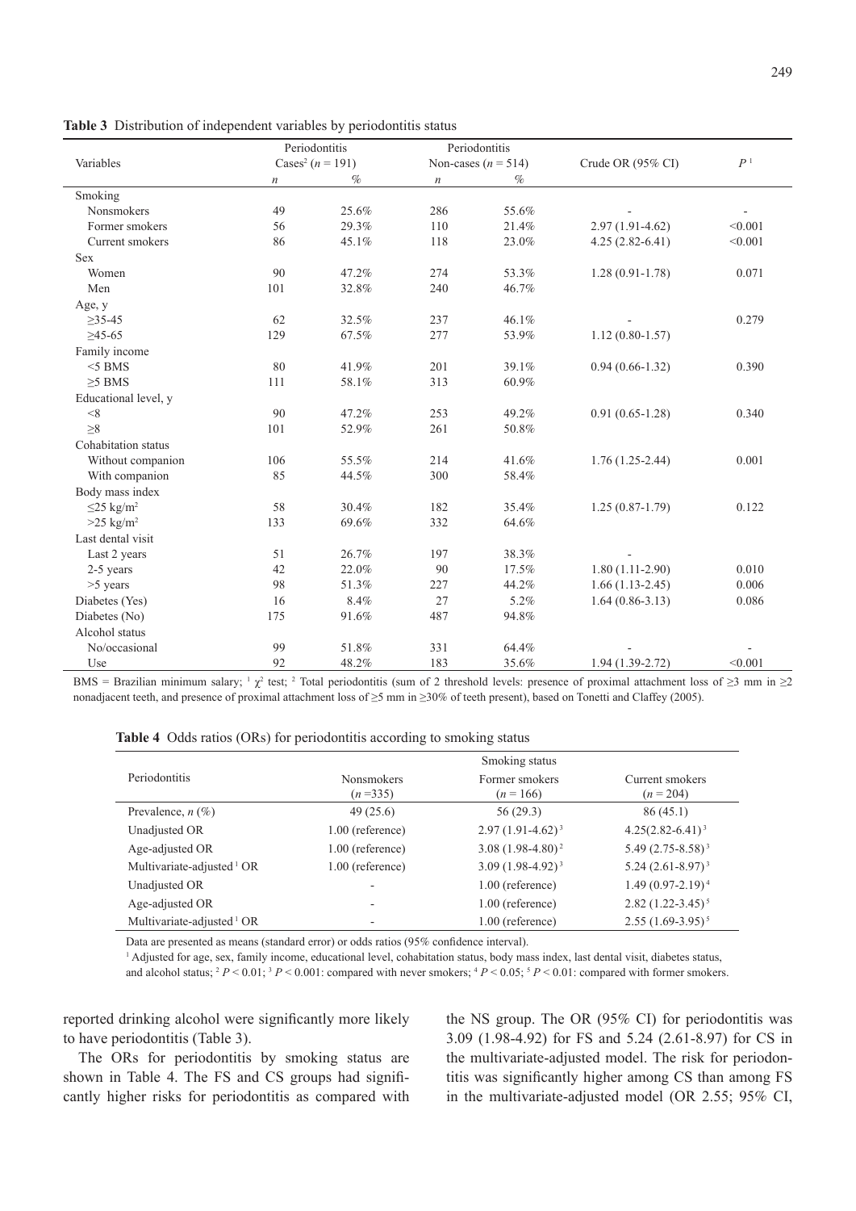**Table 3** Distribution of independent variables by periodontitis status

| Variables | Periodontitis Cases[2] (n = 191) | | Periodontitis Non-cases (n = 514) | | Crude OR (95% CI) | P[1] |
|---|---|---|---|---|---|---|
| | n | % | n | % | | |
| Smoking | | | | | | |
| Nonsmokers | 49 | 25.6% | 286 | 55.6% | - | - |
| Former smokers | 56 | 29.3% | 110 | 21.4% | 2.97 (1.91-4.62) | <0.001 |
| Current smokers | 86 | 45.1% | 118 | 23.0% | 4.25 (2.82-6.41) | <0.001 |
| Sex | | | | | | |
| Women | 90 | 47.2% | 274 | 53.3% | 1.28 (0.91-1.78) | 0.071 |
| Men | 101 | 32.8% | 240 | 46.7% | | |
| Age, y | | | | | | |
| ≥35-45 | 62 | 32.5% | 237 | 46.1% | - | 0.279 |
| ≥45-65 | 129 | 67.5% | 277 | 53.9% | 1.12 (0.80-1.57) | |
| Family income | | | | | | |
| <5 BMS | 80 | 41.9% | 201 | 39.1% | 0.94 (0.66-1.32) | 0.390 |
| ≥5 BMS | 111 | 58.1% | 313 | 60.9% | | |
| Educational level, y | | | | | | |
| <8 | 90 | 47.2% | 253 | 49.2% | 0.91 (0.65-1.28) | 0.340 |
| ≥8 | 101 | 52.9% | 261 | 50.8% | | |
| Cohabitation status | | | | | | |
| Without companion | 106 | 55.5% | 214 | 41.6% | 1.76 (1.25-2.44) | 0.001 |
| With companion | 85 | 44.5% | 300 | 58.4% | | |
| Body mass index | | | | | | |
| ≤25 kg/m$^2$ | 58 | 30.4% | 182 | 35.4% | 1.25 (0.87-1.79) | 0.122 |
| >25 kg/m$^2$ | 133 | 69.6% | 332 | 64.6% | | |
| Last dental visit | | | | | | |
| Last 2 years | 51 | 26.7% | 197 | 38.3% | - | |
| 2-5 years | 42 | 22.0% | 90 | 17.5% | 1.80 (1.11-2.90) | 0.010 |
| >5 years | 98 | 51.3% | 227 | 44.2% | 1.66 (1.13-2.45) | 0.006 |
| Diabetes (Yes) | 16 | 8.4% | 27 | 5.2% | 1.64 (0.86-3.13) | 0.086 |
| Diabetes (No) | 175 | 91.6% | 487 | 94.8% | | |
| Alcohol status | | | | | | |
| No/occasional | 99 | 51.8% | 331 | 64.4% | - | - |
| Use | 92 | 48.2% | 183 | 35.6% | 1.94 (1.39-2.72) | <0.001 |

BMS = Brazilian minimum salary; [1] $\chi^2$ test; [2] Total periodontitis (sum of 2 threshold levels: presence of proximal attachment loss of ≥3 mm in ≥2 nonadjacent teeth, and presence of proximal attachment loss of ≥5 mm in ≥30% of teeth present), based on Tonetti and Claffey (2005).

**Table 4** Odds ratios (ORs) for periodontitis according to smoking status

| Periodontitis | Smoking status Nonsmokers (n =335) | Former smokers (n = 166) | Current smokers (n = 204) |
|---|---|---|---|
| Prevalence, n (%) | 49 (25.6) | 56 (29.3) | 86 (45.1) |
| Unadjusted OR | 1.00 (reference) | 2.97 (1.91-4.62)[3] | 4.25(2.82-6.41)[3] |
| Age-adjusted OR | 1.00 (reference) | 3.08 (1.98-4.80)[2] | 5.49 (2.75-8.58)[3] |
| Multivariate-adjusted[1] OR | 1.00 (reference) | 3.09 (1.98-4.92)[3] | 5.24 (2.61-8.97)[3] |
| Unadjusted OR | - | 1.00 (reference) | 1.49 (0.97-2.19)[4] |
| Age-adjusted OR | - | 1.00 (reference) | 2.82 (1.22-3.45)[5] |
| Multivariate-adjusted[1] OR | - | 1.00 (reference) | 2.55 (1.69-3.95)[5] |

Data are presented as means (standard error) or odds ratios (95% confidence interval).

[1] Adjusted for age, sex, family income, educational level, cohabitation status, body mass index, last dental visit, diabetes status, and alcohol status; [2] $P < 0.01$; [3] $P < 0.001$: compared with never smokers; [4] $P < 0.05$; [5] $P < 0.01$: compared with former smokers.

reported drinking alcohol were significantly more likely to have periodontitis (Table 3).

The ORs for periodontitis by smoking status are shown in Table 4. The FS and CS groups had significantly higher risks for periodontitis as compared with the NS group. The OR (95% CI) for periodontitis was 3.09 (1.98-4.92) for FS and 5.24 (2.61-8.97) for CS in the multivariate-adjusted model. The risk for periodontitis was significantly higher among CS than among FS in the multivariate-adjusted model (OR 2.55; 95% CI,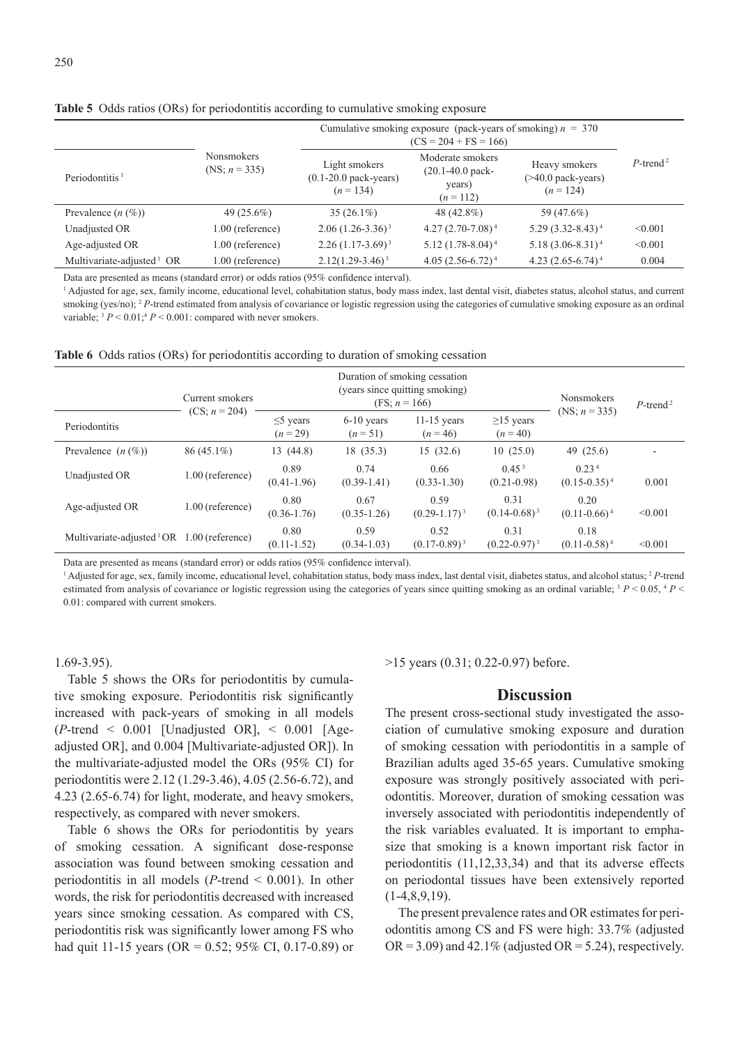**Table 5** Odds ratios (ORs) for periodontitis according to cumulative smoking exposure

| Periodontitis[1] | Nonsmokers (NS; $n$ = 335) | Cumulative smoking exposure (pack-years of smoking) $n$ = 370 (CS = 204 + FS = 166) | | | $P$-trend[2] |
|---|---|---|---|---|---|
| | | Light smokers (0.1-20.0 pack-years) ($n$ = 134) | Moderate smokers (20.1-40.0 pack-years) ($n$ = 112) | Heavy smokers (>40.0 pack-years) ($n$ = 124) | |
| Prevalence ($n$ (%)) | 49 (25.6%) | 35 (26.1%) | 48 (42.8%) | 59 (47.6%) | |
| Unadjusted OR | 1.00 (reference) | 2.06 (1.26-3.36)[3] | 4.27 (2.70-7.08)[4] | 5.29 (3.32-8.43)[4] | <0.001 |
| Age-adjusted OR | 1.00 (reference) | 2.26 (1.17-3.69)[3] | 5.12 (1.78-8.04)[4] | 5.18 (3.06-8.31)[4] | <0.001 |
| Multivariate-adjusted[1] OR | 1.00 (reference) | 2.12(1.29-3.46)[3] | 4.05 (2.56-6.72)[4] | 4.23 (2.65-6.74)[4] | 0.004 |

Data are presented as means (standard error) or odds ratios (95% confidence interval).

[1] Adjusted for age, sex, family income, educational level, cohabitation status, body mass index, last dental visit, diabetes status, alcohol status, and current smoking (yes/no); [2] $P$-trend estimated from analysis of covariance or logistic regression using the categories of cumulative smoking exposure as an ordinal variable; [3] $P < 0.01$; [4] $P < 0.001$: compared with never smokers.

**Table 6** Odds ratios (ORs) for periodontitis according to duration of smoking cessation

| Periodontitis | Current smokers (CS; $n$ = 204) | Duration of smoking cessation (years since quitting smoking) (FS; $n$ = 166) | | | | Nonsmokers (NS; $n$ = 335) | $P$-trend[2] |
|---|---|---|---|---|---|---|---|
| | | ≤5 years ($n$ = 29) | 6-10 years ($n$ = 51) | 11-15 years ($n$ = 46) | ≥15 years ($n$ = 40) | | |
| Prevalence ($n$ (%)) | 86 (45.1%) | 13 (44.8) | 18 (35.3) | 15 (32.6) | 10 (25.0) | 49 (25.6) | - |
| Unadjusted OR | 1.00 (reference) | 0.89 (0.41-1.96) | 0.74 (0.39-1.41) | 0.66 (0.33-1.30) | 0.45[3] (0.21-0.98) | 0.23[4] (0.15-0.35)[4] | 0.001 |
| Age-adjusted OR | 1.00 (reference) | 0.80 (0.36-1.76) | 0.67 (0.35-1.26) | 0.59 (0.29-1.17)[3] | 0.31 (0.14-0.68)[3] | 0.20 (0.11-0.66)[4] | <0.001 |
| Multivariate-adjusted[1] OR | 1.00 (reference) | 0.80 (0.11-1.52) | 0.59 (0.34-1.03) | 0.52 (0.17-0.89)[3] | 0.31 (0.22-0.97)[3] | 0.18 (0.11-0.58)[4] | <0.001 |

Data are presented as means (standard error) or odds ratios (95% confidence interval).

[1] Adjusted for age, sex, family income, educational level, cohabitation status, body mass index, last dental visit, diabetes status, and alcohol status; [2] $P$-trend estimated from analysis of covariance or logistic regression using the categories of years since quitting smoking as an ordinal variable; [3] $P < 0.05$, [4] $P < 0.01$: compared with current smokers.

1.69-3.95).

Table 5 shows the ORs for periodontitis by cumulative smoking exposure. Periodontitis risk significantly increased with pack-years of smoking in all models ($P$-trend < 0.001 [Unadjusted OR], < 0.001 [Age-adjusted OR], and 0.004 [Multivariate-adjusted OR]). In the multivariate-adjusted model the ORs (95% CI) for periodontitis were 2.12 (1.29-3.46), 4.05 (2.56-6.72), and 4.23 (2.65-6.74) for light, moderate, and heavy smokers, respectively, as compared with never smokers.

Table 6 shows the ORs for periodontitis by years of smoking cessation. A significant dose-response association was found between smoking cessation and periodontitis in all models ($P$-trend < 0.001). In other words, the risk for periodontitis decreased with increased years since smoking cessation. As compared with CS, periodontitis risk was significantly lower among FS who had quit 11-15 years (OR = 0.52; 95% CI, 0.17-0.89) or >15 years (0.31; 0.22-0.97) before.

## Discussion

The present cross-sectional study investigated the association of cumulative smoking exposure and duration of smoking cessation with periodontitis in a sample of Brazilian adults aged 35-65 years. Cumulative smoking exposure was strongly positively associated with periodontitis. Moreover, duration of smoking cessation was inversely associated with periodontitis independently of the risk variables evaluated. It is important to emphasize that smoking is a known important risk factor in periodontitis (11,12,33,34) and that its adverse effects on periodontal tissues have been extensively reported (1-4,8,9,19).

The present prevalence rates and OR estimates for periodontitis among CS and FS were high: 33.7% (adjusted OR = 3.09) and 42.1% (adjusted OR = 5.24), respectively.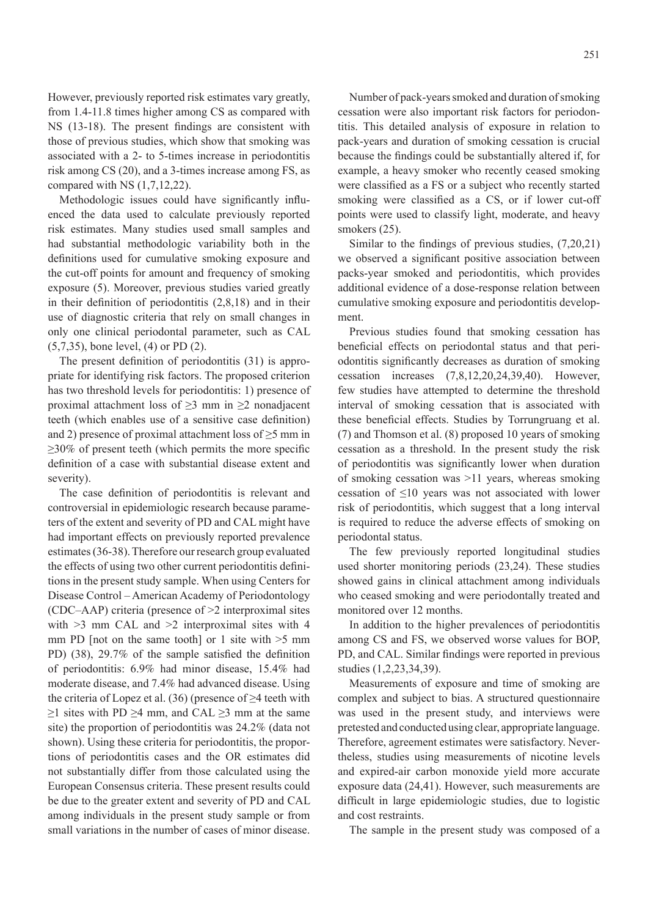However, previously reported risk estimates vary greatly, from 1.4-11.8 times higher among CS as compared with NS (13-18). The present findings are consistent with those of previous studies, which show that smoking was associated with a 2- to 5-times increase in periodontitis risk among CS (20), and a 3-times increase among FS, as compared with NS (1,7,12,22).

Methodologic issues could have significantly influenced the data used to calculate previously reported risk estimates. Many studies used small samples and had substantial methodologic variability both in the definitions used for cumulative smoking exposure and the cut-off points for amount and frequency of smoking exposure (5). Moreover, previous studies varied greatly in their definition of periodontitis (2,8,18) and in their use of diagnostic criteria that rely on small changes in only one clinical periodontal parameter, such as CAL (5,7,35), bone level, (4) or PD (2).

The present definition of periodontitis (31) is appropriate for identifying risk factors. The proposed criterion has two threshold levels for periodontitis: 1) presence of proximal attachment loss of ≥3 mm in ≥2 nonadjacent teeth (which enables use of a sensitive case definition) and 2) presence of proximal attachment loss of ≥5 mm in ≥30% of present teeth (which permits the more specific definition of a case with substantial disease extent and severity).

The case definition of periodontitis is relevant and controversial in epidemiologic research because parameters of the extent and severity of PD and CAL might have had important effects on previously reported prevalence estimates (36-38). Therefore our research group evaluated the effects of using two other current periodontitis definitions in the present study sample. When using Centers for Disease Control – American Academy of Periodontology (CDC–AAP) criteria (presence of >2 interproximal sites with >3 mm CAL and >2 interproximal sites with 4 mm PD [not on the same tooth] or 1 site with >5 mm PD) (38), 29.7% of the sample satisfied the definition of periodontitis: 6.9% had minor disease, 15.4% had moderate disease, and 7.4% had advanced disease. Using the criteria of Lopez et al. (36) (presence of ≥4 teeth with ≥1 sites with PD ≥4 mm, and CAL ≥3 mm at the same site) the proportion of periodontitis was 24.2% (data not shown). Using these criteria for periodontitis, the proportions of periodontitis cases and the OR estimates did not substantially differ from those calculated using the European Consensus criteria. These present results could be due to the greater extent and severity of PD and CAL among individuals in the present study sample or from small variations in the number of cases of minor disease.

Number of pack-years smoked and duration of smoking cessation were also important risk factors for periodontitis. This detailed analysis of exposure in relation to pack-years and duration of smoking cessation is crucial because the findings could be substantially altered if, for example, a heavy smoker who recently ceased smoking were classified as a FS or a subject who recently started smoking were classified as a CS, or if lower cut-off points were used to classify light, moderate, and heavy smokers (25).

Similar to the findings of previous studies, (7,20,21) we observed a significant positive association between packs-year smoked and periodontitis, which provides additional evidence of a dose-response relation between cumulative smoking exposure and periodontitis development.

Previous studies found that smoking cessation has beneficial effects on periodontal status and that periodontitis significantly decreases as duration of smoking cessation increases (7,8,12,20,24,39,40). However, few studies have attempted to determine the threshold interval of smoking cessation that is associated with these beneficial effects. Studies by Torrungruang et al. (7) and Thomson et al. (8) proposed 10 years of smoking cessation as a threshold. In the present study the risk of periodontitis was significantly lower when duration of smoking cessation was >11 years, whereas smoking cessation of ≤10 years was not associated with lower risk of periodontitis, which suggest that a long interval is required to reduce the adverse effects of smoking on periodontal status.

The few previously reported longitudinal studies used shorter monitoring periods (23,24). These studies showed gains in clinical attachment among individuals who ceased smoking and were periodontally treated and monitored over 12 months.

In addition to the higher prevalences of periodontitis among CS and FS, we observed worse values for BOP, PD, and CAL. Similar findings were reported in previous studies (1,2,23,34,39).

Measurements of exposure and time of smoking are complex and subject to bias. A structured questionnaire was used in the present study, and interviews were pretested and conducted using clear, appropriate language. Therefore, agreement estimates were satisfactory. Nevertheless, studies using measurements of nicotine levels and expired-air carbon monoxide yield more accurate exposure data (24,41). However, such measurements are difficult in large epidemiologic studies, due to logistic and cost restraints.

The sample in the present study was composed of a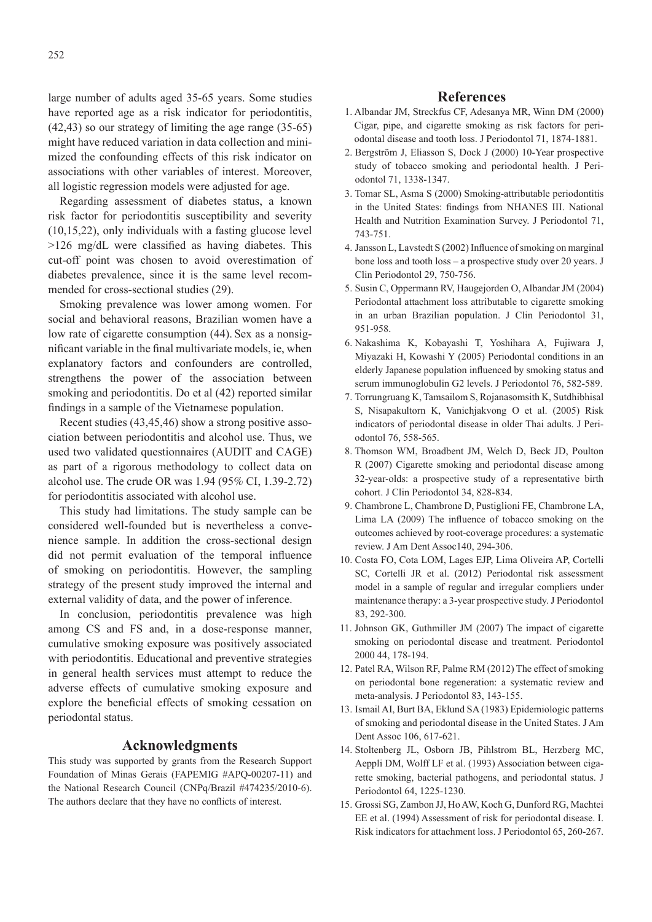large number of adults aged 35-65 years. Some studies have reported age as a risk indicator for periodontitis, (42,43) so our strategy of limiting the age range (35-65) might have reduced variation in data collection and minimized the confounding effects of this risk indicator on associations with other variables of interest. Moreover, all logistic regression models were adjusted for age.

Regarding assessment of diabetes status, a known risk factor for periodontitis susceptibility and severity (10,15,22), only individuals with a fasting glucose level >126 mg/dL were classified as having diabetes. This cut-off point was chosen to avoid overestimation of diabetes prevalence, since it is the same level recommended for cross-sectional studies (29).

Smoking prevalence was lower among women. For social and behavioral reasons, Brazilian women have a low rate of cigarette consumption (44). Sex as a nonsignificant variable in the final multivariate models, ie, when explanatory factors and confounders are controlled, strengthens the power of the association between smoking and periodontitis. Do et al (42) reported similar findings in a sample of the Vietnamese population.

Recent studies (43,45,46) show a strong positive association between periodontitis and alcohol use. Thus, we used two validated questionnaires (AUDIT and CAGE) as part of a rigorous methodology to collect data on alcohol use. The crude OR was 1.94 (95% CI, 1.39-2.72) for periodontitis associated with alcohol use.

This study had limitations. The study sample can be considered well-founded but is nevertheless a convenience sample. In addition the cross-sectional design did not permit evaluation of the temporal influence of smoking on periodontitis. However, the sampling strategy of the present study improved the internal and external validity of data, and the power of inference.

In conclusion, periodontitis prevalence was high among CS and FS and, in a dose-response manner, cumulative smoking exposure was positively associated with periodontitis. Educational and preventive strategies in general health services must attempt to reduce the adverse effects of cumulative smoking exposure and explore the beneficial effects of smoking cessation on periodontal status.

## Acknowledgments

This study was supported by grants from the Research Support Foundation of Minas Gerais (FAPEMIG #APQ-00207-11) and the National Research Council (CNPq/Brazil #474235/2010-6). The authors declare that they have no conflicts of interest.

## References

1. Albandar JM, Streckfus CF, Adesanya MR, Winn DM (2000) Cigar, pipe, and cigarette smoking as risk factors for periodontal disease and tooth loss. J Periodontol 71, 1874-1881.
2. Bergström J, Eliasson S, Dock J (2000) 10-Year prospective study of tobacco smoking and periodontal health. J Periodontol 71, 1338-1347.
3. Tomar SL, Asma S (2000) Smoking-attributable periodontitis in the United States: findings from NHANES III. National Health and Nutrition Examination Survey. J Periodontol 71, 743-751.
4. Jansson L, Lavstedt S (2002) Influence of smoking on marginal bone loss and tooth loss – a prospective study over 20 years. J Clin Periodontol 29, 750-756.
5. Susin C, Oppermann RV, Haugejorden O, Albandar JM (2004) Periodontal attachment loss attributable to cigarette smoking in an urban Brazilian population. J Clin Periodontol 31, 951-958.
6. Nakashima K, Kobayashi T, Yoshihara A, Fujiwara J, Miyazaki H, Kowashi Y (2005) Periodontal conditions in an elderly Japanese population influenced by smoking status and serum immunoglobulin G2 levels. J Periodontol 76, 582-589.
7. Torrungruang K, Tamsailom S, Rojanasomsith K, Sutdhibhisal S, Nisapakultorn K, Vanichjakvong O et al. (2005) Risk indicators of periodontal disease in older Thai adults. J Periodontol 76, 558-565.
8. Thomson WM, Broadbent JM, Welch D, Beck JD, Poulton R (2007) Cigarette smoking and periodontal disease among 32-year-olds: a prospective study of a representative birth cohort. J Clin Periodontol 34, 828-834.
9. Chambrone L, Chambrone D, Pustiglioni FE, Chambrone LA, Lima LA (2009) The influence of tobacco smoking on the outcomes achieved by root-coverage procedures: a systematic review. J Am Dent Assoc140, 294-306.
10. Costa FO, Cota LOM, Lages EJP, Lima Oliveira AP, Cortelli SC, Cortelli JR et al. (2012) Periodontal risk assessment model in a sample of regular and irregular compliers under maintenance therapy: a 3-year prospective study. J Periodontol 83, 292-300.
11. Johnson GK, Guthmiller JM (2007) The impact of cigarette smoking on periodontal disease and treatment. Periodontol 2000 44, 178-194.
12. Patel RA, Wilson RF, Palme RM (2012) The effect of smoking on periodontal bone regeneration: a systematic review and meta-analysis. J Periodontol 83, 143-155.
13. Ismail AI, Burt BA, Eklund SA (1983) Epidemiologic patterns of smoking and periodontal disease in the United States. J Am Dent Assoc 106, 617-621.
14. Stoltenberg JL, Osborn JB, Pihlstrom BL, Herzberg MC, Aeppli DM, Wolff LF et al. (1993) Association between cigarette smoking, bacterial pathogens, and periodontal status. J Periodontol 64, 1225-1230.
15. Grossi SG, Zambon JJ, Ho AW, Koch G, Dunford RG, Machtei EE et al. (1994) Assessment of risk for periodontal disease. I. Risk indicators for attachment loss. J Periodontol 65, 260-267.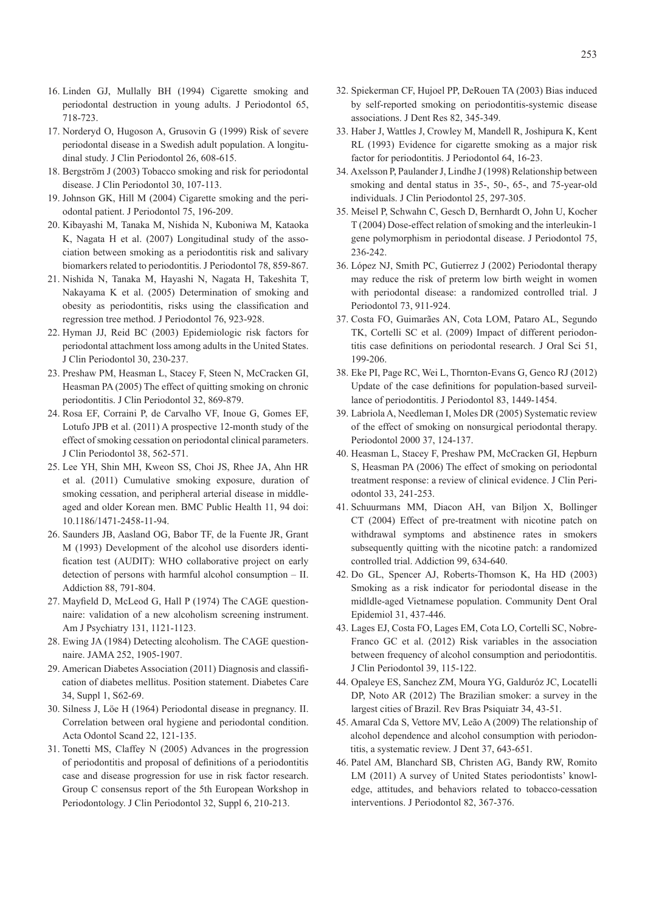16. Linden GJ, Mullally BH (1994) Cigarette smoking and periodontal destruction in young adults. J Periodontol 65, 718-723.
17. Norderyd O, Hugoson A, Grusovin G (1999) Risk of severe periodontal disease in a Swedish adult population. A longitudinal study. J Clin Periodontol 26, 608-615.
18. Bergström J (2003) Tobacco smoking and risk for periodontal disease. J Clin Periodontol 30, 107-113.
19. Johnson GK, Hill M (2004) Cigarette smoking and the periodontal patient. J Periodontol 75, 196-209.
20. Kibayashi M, Tanaka M, Nishida N, Kuboniwa M, Kataoka K, Nagata H et al. (2007) Longitudinal study of the association between smoking as a periodontitis risk and salivary biomarkers related to periodontitis. J Periodontol 78, 859-867.
21. Nishida N, Tanaka M, Hayashi N, Nagata H, Takeshita T, Nakayama K et al. (2005) Determination of smoking and obesity as periodontitis, risks using the classification and regression tree method. J Periodontol 76, 923-928.
22. Hyman JJ, Reid BC (2003) Epidemiologic risk factors for periodontal attachment loss among adults in the United States. J Clin Periodontol 30, 230-237.
23. Preshaw PM, Heasman L, Stacey F, Steen N, McCracken GI, Heasman PA (2005) The effect of quitting smoking on chronic periodontitis. J Clin Periodontol 32, 869-879.
24. Rosa EF, Corraini P, de Carvalho VF, Inoue G, Gomes EF, Lotufo JPB et al. (2011) A prospective 12-month study of the effect of smoking cessation on periodontal clinical parameters. J Clin Periodontol 38, 562-571.
25. Lee YH, Shin MH, Kweon SS, Choi JS, Rhee JA, Ahn HR et al. (2011) Cumulative smoke exposure, duration of smoking cessation, and peripheral arterial disease in middle-aged and older Korean men. BMC Public Health 11, 94 doi: 10.1186/1471-2458-11-94.
26. Saunders JB, Aasland OG, Babor TF, de la Fuente JR, Grant M (1993) Development of the alcohol use disorders identification test (AUDIT): WHO collaborative project on early detection of persons with harmful alcohol consumption – II. Addiction 88, 791-804.
27. Mayfield D, McLeod G, Hall P (1974) The CAGE questionnaire: validation of a new alcoholism screening instrument. Am J Psychiatry 131, 1121-1123.
28. Ewing JA (1984) Detecting alcoholism. The CAGE questionnaire. JAMA 252, 1905-1907.
29. American Diabetes Association (2011) Diagnosis and classification of diabetes mellitus. Position statement. Diabetes Care 34, Suppl 1, S62-69.
30. Silness J, Löe H (1964) Periodontal disease in pregnancy. II. Correlation between oral hygiene and periodontal condition. Acta Odontol Scand 22, 121-135.
31. Tonetti MS, Claffey N (2005) Advances in the progression of periodontitis and proposal of definitions of a periodontitis case and disease progression for use in risk factor research. Group C consensus report of the 5th European Workshop in Periodontology. J Clin Periodontol 32, Suppl 6, 210-213.
32. Spiekerman CF, Hujoel PP, DeRouen TA (2003) Bias induced by self-reported smoking on periodontitis-systemic disease associations. J Dent Res 82, 345-349.
33. Haber J, Wattles J, Crowley M, Mandell R, Joshipura K, Kent RL (1993) Evidence for cigarette smoking as a major risk factor for periodontitis. J Periodontol 64, 16-23.
34. Axelsson P, Paulander J, Lindhe J (1998) Relationship between smoking and dental status in 35-, 50-, 65-, and 75-year-old individuals. J Clin Periodontol 25, 297-305.
35. Meisel P, Schwahn C, Gesch D, Bernhardt O, John U, Kocher T (2004) Dose-effect relation of smoking and the interleukin-1 gene polymorphism in periodontal disease. J Periodontol 75, 236-242.
36. López NJ, Smith PC, Gutierrez J (2002) Periodontal therapy may reduce the risk of preterm low birth weight in women with periodontal disease: a randomized controlled trial. J Periodontol 73, 911-924.
37. Costa FO, Guimarães AN, Cota LOM, Pataro AL, Segundo TK, Cortelli SC et al. (2009) Impact of different periodontitis case definitions on periodontal research. J Oral Sci 51, 199-206.
38. Eke PI, Page RC, Wei L, Thornton-Evans G, Genco RJ (2012) Update of the case definitions for population-based surveillance of periodontitis. J Periodontol 83, 1449-1454.
39. Labriola A, Needleman I, Moles DR (2005) Systematic review of the effect of smoking on nonsurgical periodontal therapy. Periodontol 2000 37, 124-137.
40. Heasman L, Stacey F, Preshaw PM, McCracken GI, Hepburn S, Heasman PA (2006) The effect of smoking on periodontal treatment response: a review of clinical evidence. J Clin Periodontol 33, 241-253.
41. Schuurmans MM, Diacon AH, van Biljon X, Bollinger CT (2004) Effect of pre-treatment with nicotine patch on withdrawal symptoms and abstinence rates in smokers subsequently quitting with the nicotine patch: a randomized controlled trial. Addiction 99, 634-640.
42. Do GL, Spencer AJ, Roberts-Thomson K, Ha HD (2003) Smoking as a risk indicator for periodontal disease in the midldle-aged Vietnamese population. Community Dent Oral Epidemiol 31, 437-446.
43. Lages EJ, Costa FO, Lages EM, Cota LO, Cortelli SC, Nobre-Franco GC et al. (2012) Risk variables in the association between frequency of alcohol consumption and periodontitis. J Clin Periodontol 39, 115-122.
44. Opaleye ES, Sanchez ZM, Moura YG, Galduróz JC, Locatelli DP, Noto AR (2012) The Brazilian smoker: a survey in the largest cities of Brazil. Rev Bras Psiquiatr 34, 43-51.
45. Amaral Cda S, Vettore MV, Leão A (2009) The relationship of alcohol dependence and alcohol consumption with periodontitis, a systematic review. J Dent 37, 643-651.
46. Patel AM, Blanchard SB, Christen AG, Bandy RW, Romito LM (2011) A survey of United States periodontists' knowledge, attitudes, and behaviors related to tobacco-cessation interventions. J Periodontol 82, 367-376.